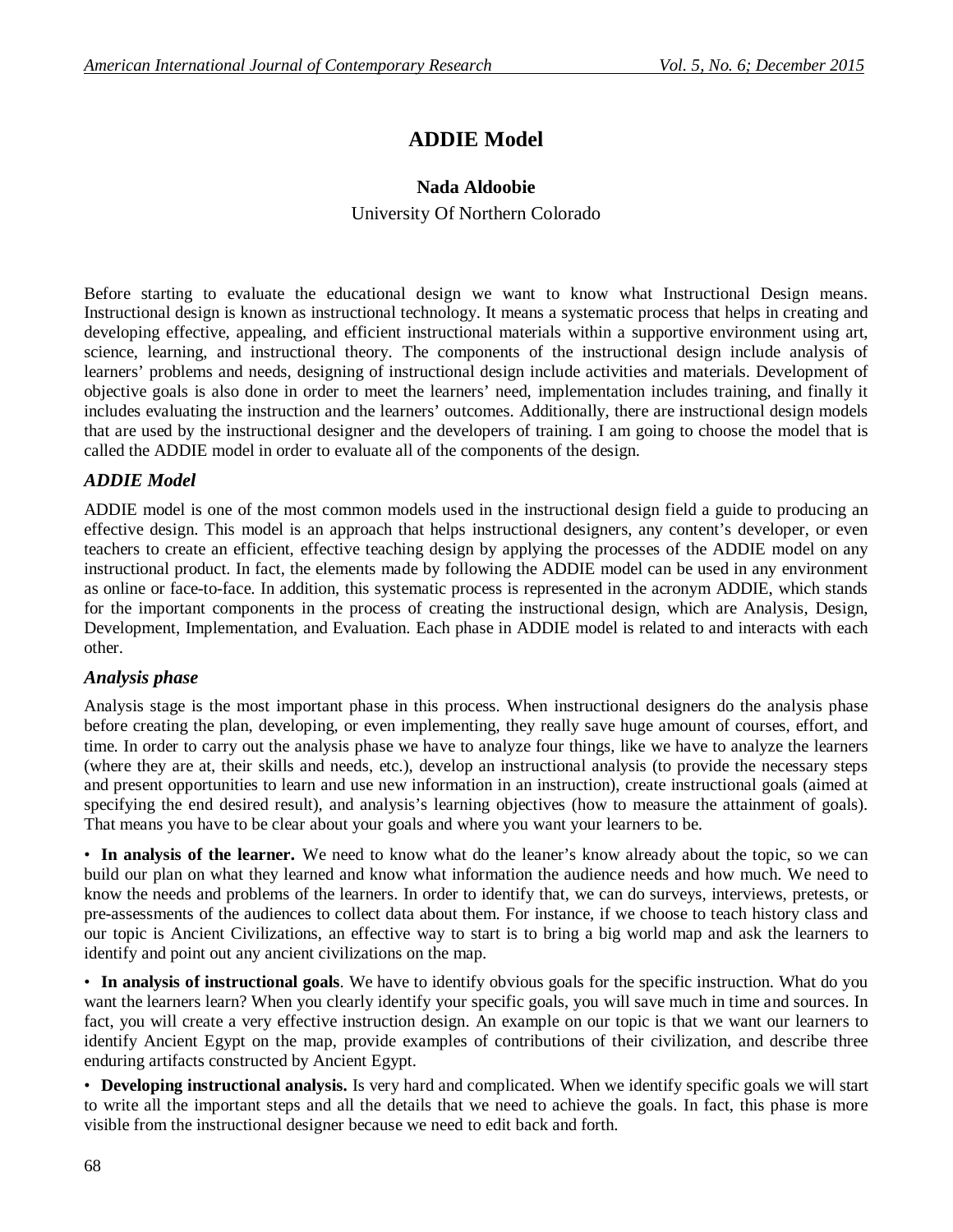# ADDIE Model

**Nada Aldoobie**

University Of Northern Colorado

Before starting to evaluate the educational design we want to know what Instructional Design means. Instructional design is known as instructional technology. It means a systematic process that helps in creating and developing effective, appealing, and efficient instructional materials within a supportive environment using art, science, learning, and instructional theory. The components of the instructional design include analysis of learners' problems and needs, designing of instructional design include activities and materials. Development of objective goals is also done in order to meet the learners' need, implementation includes training, and finally it includes evaluating the instruction and the learners' outcomes. Additionally, there are instructional design models that are used by the instructional designer and the developers of training. I am going to choose the model that is called the ADDIE model in order to evaluate all of the components of the design.

## *ADDIE Model*

ADDIE model is one of the most common models used in the instructional design field a guide to producing an effective design. This model is an approach that helps instructional designers, any content's developer, or even teachers to create an efficient, effective teaching design by applying the processes of the ADDIE model on any instructional product. In fact, the elements made by following the ADDIE model can be used in any environment as online or face-to-face. In addition, this systematic process is represented in the acronym ADDIE, which stands for the important components in the process of creating the instructional design, which are Analysis, Design, Development, Implementation, and Evaluation. Each phase in ADDIE model is related to and interacts with each other.

## *Analysis phase*

Analysis stage is the most important phase in this process. When instructional designers do the analysis phase before creating the plan, developing, or even implementing, they really save huge amount of courses, effort, and time. In order to carry out the analysis phase we have to analyze four things, like we have to analyze the learners (where they are at, their skills and needs, etc.), develop an instructional analysis (to provide the necessary steps and present opportunities to learn and use new information in an instruction), create instructional goals (aimed at specifying the end desired result), and analysis's learning objectives (how to measure the attainment of goals). That means you have to be clear about your goals and where you want your learners to be.

- **In analysis of the learner.** We need to know what do the leaner's know already about the topic, so we can build our plan on what they learned and know what information the audience needs and how much. We need to know the needs and problems of the learners. In order to identify that, we can do surveys, interviews, pretests, or pre-assessments of the audiences to collect data about them. For instance, if we choose to teach history class and our topic is Ancient Civilizations, an effective way to start is to bring a big world map and ask the learners to identify and point out any ancient civilizations on the map.

- **In analysis of instructional goals**. We have to identify obvious goals for the specific instruction. What do you want the learners learn? When you clearly identify your specific goals, you will save much in time and sources. In fact, you will create a very effective instruction design. An example on our topic is that we want our learners to identify Ancient Egypt on the map, provide examples of contributions of their civilization, and describe three enduring artifacts constructed by Ancient Egypt.

- **Developing instructional analysis.** Is very hard and complicated. When we identify specific goals we will start to write all the important steps and all the details that we need to achieve the goals. In fact, this phase is more visible from the instructional designer because we need to edit back and forth.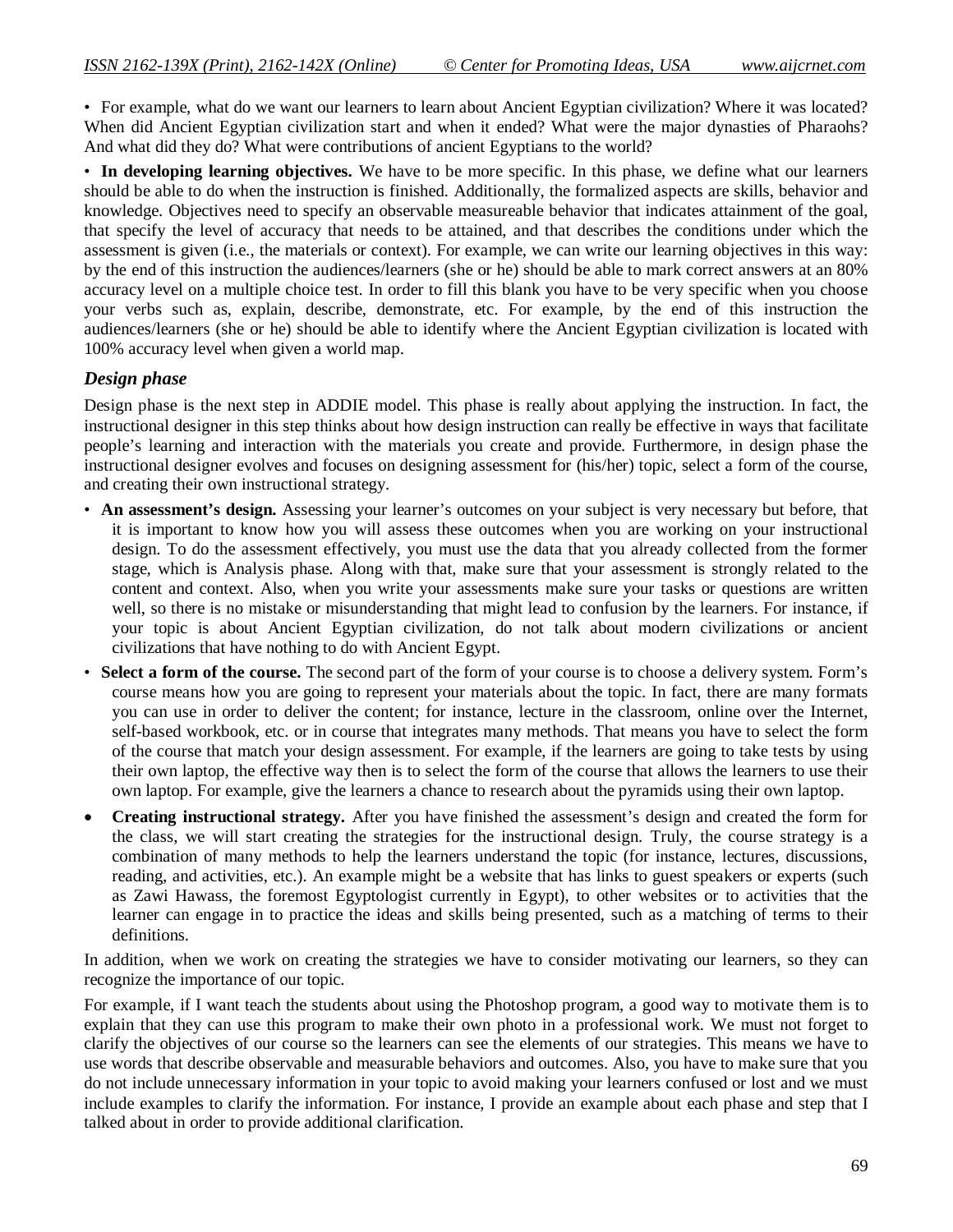- For example, what do we want our learners to learn about Ancient Egyptian civilization? Where it was located? When did Ancient Egyptian civilization start and when it ended? What were the major dynasties of Pharaohs? And what did they do? What were contributions of ancient Egyptians to the world?

- **In developing learning objectives.** We have to be more specific. In this phase, we define what our learners should be able to do when the instruction is finished. Additionally, the formalized aspects are skills, behavior and knowledge. Objectives need to specify an observable measureable behavior that indicates attainment of the goal, that specify the level of accuracy that needs to be attained, and that describes the conditions under which the assessment is given (i.e., the materials or context). For example, we can write our learning objectives in this way: by the end of this instruction the audiences/learners (she or he) should be able to mark correct answers at an 80% accuracy level on a multiple choice test. In order to fill this blank you have to be very specific when you choose your verbs such as, explain, describe, demonstrate, etc. For example, by the end of this instruction the audiences/learners (she or he) should be able to identify where the Ancient Egyptian civilization is located with 100% accuracy level when given a world map.

### *Design phase*

Design phase is the next step in ADDIE model. This phase is really about applying the instruction. In fact, the instructional designer in this step thinks about how design instruction can really be effective in ways that facilitate people's learning and interaction with the materials you create and provide. Furthermore, in design phase the instructional designer evolves and focuses on designing assessment for (his/her) topic, select a form of the course, and creating their own instructional strategy.

- **An assessment's design.** Assessing your learner's outcomes on your subject is very necessary but before, that it is important to know how you will assess these outcomes when you are working on your instructional design. To do the assessment effectively, you must use the data that you already collected from the former stage, which is Analysis phase. Along with that, make sure that your assessment is strongly related to the content and context. Also, when you write your assessments make sure your tasks or questions are written well, so there is no mistake or misunderstanding that might lead to confusion by the learners. For instance, if your topic is about Ancient Egyptian civilization, do not talk about modern civilizations or ancient civilizations that have nothing to do with Ancient Egypt.
- **Select a form of the course.** The second part of the form of your course is to choose a delivery system. Form's course means how you are going to represent your materials about the topic. In fact, there are many formats you can use in order to deliver the content; for instance, lecture in the classroom, online over the Internet, self-based workbook, etc. or in course that integrates many methods. That means you have to select the form of the course that match your design assessment. For example, if the learners are going to take tests by using their own laptop, the effective way then is to select the form of the course that allows the learners to use their own laptop. For example, give the learners a chance to research about the pyramids using their own laptop.
- **Creating instructional strategy.** After you have finished the assessment's design and created the form for the class, we will start creating the strategies for the instructional design. Truly, the course strategy is a combination of many methods to help the learners understand the topic (for instance, lectures, discussions, reading, and activities, etc.). An example might be a website that has links to guest speakers or experts (such as Zawi Hawass, the foremost Egyptologist currently in Egypt), to other websites or to activities that the learner can engage in to practice the ideas and skills being presented, such as a matching of terms to their definitions.

In addition, when we work on creating the strategies we have to consider motivating our learners, so they can recognize the importance of our topic.

For example, if I want teach the students about using the Photoshop program, a good way to motivate them is to explain that they can use this program to make their own photo in a professional work. We must not forget to clarify the objectives of our course so the learners can see the elements of our strategies. This means we have to use words that describe observable and measurable behaviors and outcomes. Also, you have to make sure that you do not include unnecessary information in your topic to avoid making your learners confused or lost and we must include examples to clarify the information. For instance, I provide an example about each phase and step that I talked about in order to provide additional clarification.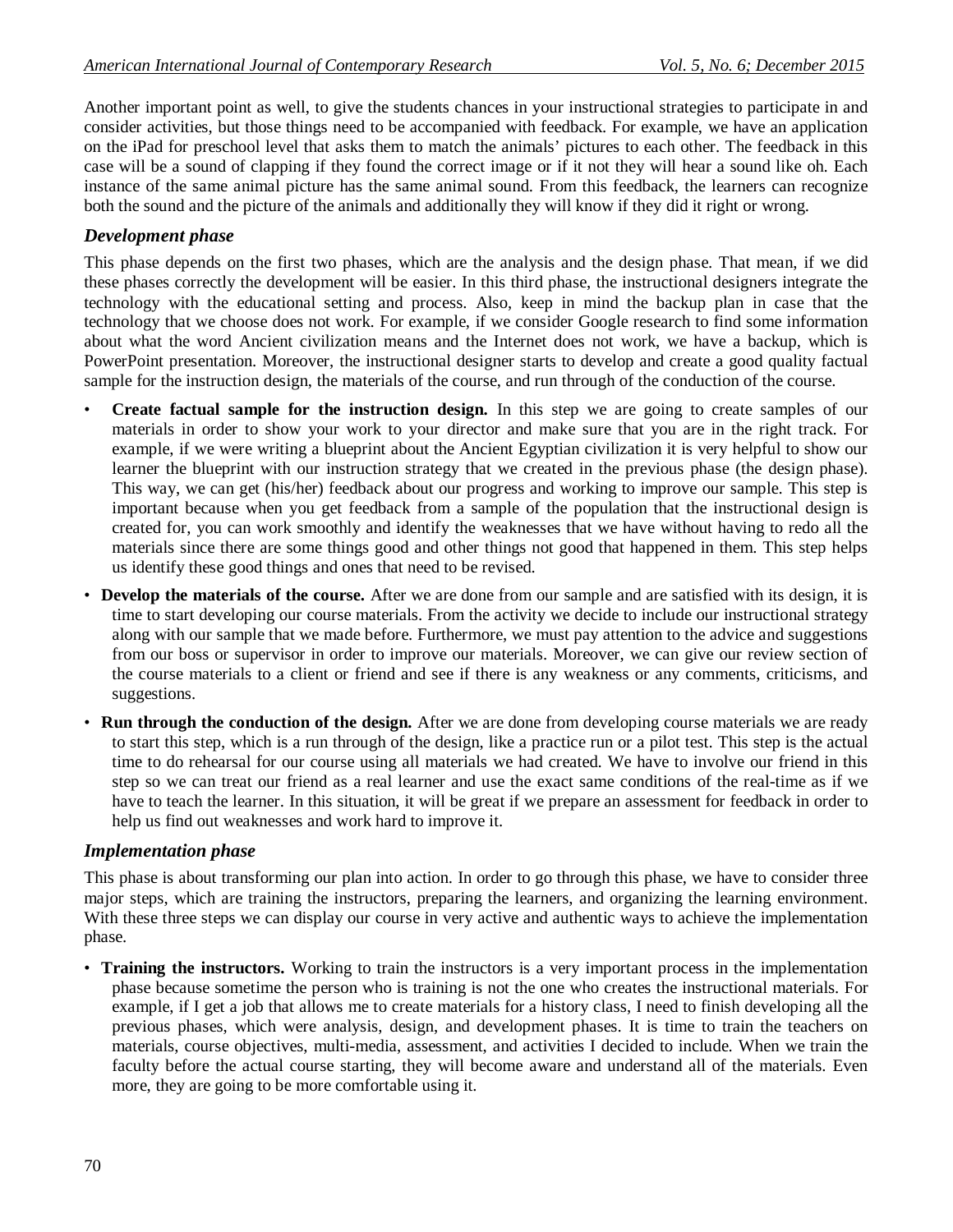Another important point as well, to give the students chances in your instructional strategies to participate in and consider activities, but those things need to be accompanied with feedback. For example, we have an application on the iPad for preschool level that asks them to match the animals' pictures to each other. The feedback in this case will be a sound of clapping if they found the correct image or if it not they will hear a sound like oh. Each instance of the same animal picture has the same animal sound. From this feedback, the learners can recognize both the sound and the picture of the animals and additionally they will know if they did it right or wrong.

### *Development phase*

This phase depends on the first two phases, which are the analysis and the design phase. That mean, if we did these phases correctly the development will be easier. In this third phase, the instructional designers integrate the technology with the educational setting and process. Also, keep in mind the backup plan in case that the technology that we choose does not work. For example, if we consider Google research to find some information about what the word Ancient civilization means and the Internet does not work, we have a backup, which is PowerPoint presentation. Moreover, the instructional designer starts to develop and create a good quality factual sample for the instruction design, the materials of the course, and run through of the conduction of the course.

- **Create factual sample for the instruction design.** In this step we are going to create samples of our materials in order to show your work to your director and make sure that you are in the right track. For example, if we were writing a blueprint about the Ancient Egyptian civilization it is very helpful to show our learner the blueprint with our instruction strategy that we created in the previous phase (the design phase). This way, we can get (his/her) feedback about our progress and working to improve our sample. This step is important because when you get feedback from a sample of the population that the instructional design is created for, you can work smoothly and identify the weaknesses that we have without having to redo all the materials since there are some things good and other things not good that happened in them. This step helps us identify these good things and ones that need to be revised.
- **Develop the materials of the course.** After we are done from our sample and are satisfied with its design, it is time to start developing our course materials. From the activity we decide to include our instructional strategy along with our sample that we made before. Furthermore, we must pay attention to the advice and suggestions from our boss or supervisor in order to improve our materials. Moreover, we can give our review section of the course materials to a client or friend and see if there is any weakness or any comments, criticisms, and suggestions.
- **Run through the conduction of the design.** After we are done from developing course materials we are ready to start this step, which is a run through of the design, like a practice run or a pilot test. This step is the actual time to do rehearsal for our course using all materials we had created. We have to involve our friend in this step so we can treat our friend as a real learner and use the exact same conditions of the real-time as if we have to teach the learner. In this situation, it will be great if we prepare an assessment for feedback in order to help us find out weaknesses and work hard to improve it.

### *Implementation phase*

This phase is about transforming our plan into action. In order to go through this phase, we have to consider three major steps, which are training the instructors, preparing the learners, and organizing the learning environment. With these three steps we can display our course in very active and authentic ways to achieve the implementation phase.

- **Training the instructors.** Working to train the instructors is a very important process in the implementation phase because sometime the person who is training is not the one who creates the instructional materials. For example, if I get a job that allows me to create materials for a history class, I need to finish developing all the previous phases, which were analysis, design, and development phases. It is time to train the teachers on materials, course objectives, multi-media, assessment, and activities I decided to include. When we train the faculty before the actual course starting, they will become aware and understand all of the materials. Even more, they are going to be more comfortable using it.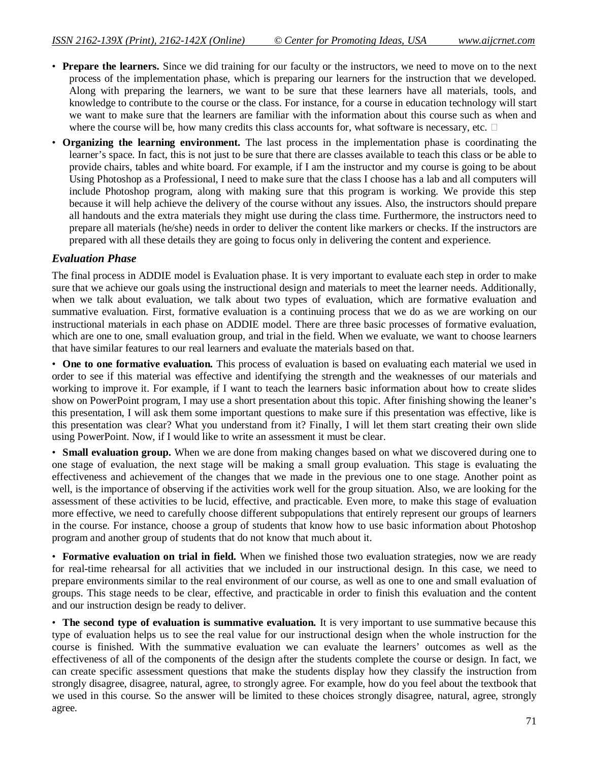- **Prepare the learners.** Since we did training for our faculty or the instructors, we need to move on to the next process of the implementation phase, which is preparing our learners for the instruction that we developed. Along with preparing the learners, we want to be sure that these learners have all materials, tools, and knowledge to contribute to the course or the class. For instance, for a course in education technology will start we want to make sure that the learners are familiar with the information about this course such as when and where the course will be, how many credits this class accounts for, what software is necessary, etc. 
- **Organizing the learning environment.** The last process in the implementation phase is coordinating the learner's space. In fact, this is not just to be sure that there are classes available to teach this class or be able to provide chairs, tables and white board. For example, if I am the instructor and my course is going to be about Using Photoshop as a Professional, I need to make sure that the class I choose has a lab and all computers will include Photoshop program, along with making sure that this program is working. We provide this step because it will help achieve the delivery of the course without any issues. Also, the instructors should prepare all handouts and the extra materials they might use during the class time. Furthermore, the instructors need to prepare all materials (he/she) needs in order to deliver the content like markers or checks. If the instructors are prepared with all these details they are going to focus only in delivering the content and experience.

### *Evaluation Phase*

The final process in ADDIE model is Evaluation phase. It is very important to evaluate each step in order to make sure that we achieve our goals using the instructional design and materials to meet the learner needs. Additionally, when we talk about evaluation, we talk about two types of evaluation, which are formative evaluation and summative evaluation. First, formative evaluation is a continuing process that we do as we are working on our instructional materials in each phase on ADDIE model. There are three basic processes of formative evaluation, which are one to one, small evaluation group, and trial in the field. When we evaluate, we want to choose learners that have similar features to our real learners and evaluate the materials based on that.

- **One to one formative evaluation.** This process of evaluation is based on evaluating each material we used in order to see if this material was effective and identifying the strength and the weaknesses of our materials and working to improve it. For example, if I want to teach the learners basic information about how to create slides show on PowerPoint program, I may use a short presentation about this topic. After finishing showing the leaner's this presentation, I will ask them some important questions to make sure if this presentation was effective, like is this presentation was clear? What you understand from it? Finally, I will let them start creating their own slide using PowerPoint. Now, if I would like to write an assessment it must be clear.

- **Small evaluation group.** When we are done from making changes based on what we discovered during one to one stage of evaluation, the next stage will be making a small group evaluation. This stage is evaluating the effectiveness and achievement of the changes that we made in the previous one to one stage. Another point as well, is the importance of observing if the activities work well for the group situation. Also, we are looking for the assessment of these activities to be lucid, effective, and practicable. Even more, to make this stage of evaluation more effective, we need to carefully choose different subpopulations that entirely represent our groups of learners in the course. For instance, choose a group of students that know how to use basic information about Photoshop program and another group of students that do not know that much about it.

- **Formative evaluation on trial in field.** When we finished those two evaluation strategies, now we are ready for real-time rehearsal for all activities that we included in our instructional design. In this case, we need to prepare environments similar to the real environment of our course, as well as one to one and small evaluation of groups. This stage needs to be clear, effective, and practicable in order to finish this evaluation and the content and our instruction design be ready to deliver.

- **The second type of evaluation is summative evaluation.** It is very important to use summative because this type of evaluation helps us to see the real value for our instructional design when the whole instruction for the course is finished. With the summative evaluation we can evaluate the learners' outcomes as well as the effectiveness of all of the components of the design after the students complete the course or design. In fact, we can create specific assessment questions that make the students display how they classify the instruction from strongly disagree, disagree, natural, agree, to strongly agree. For example, how do you feel about the textbook that we used in this course. So the answer will be limited to these choices strongly disagree, natural, agree, strongly agree.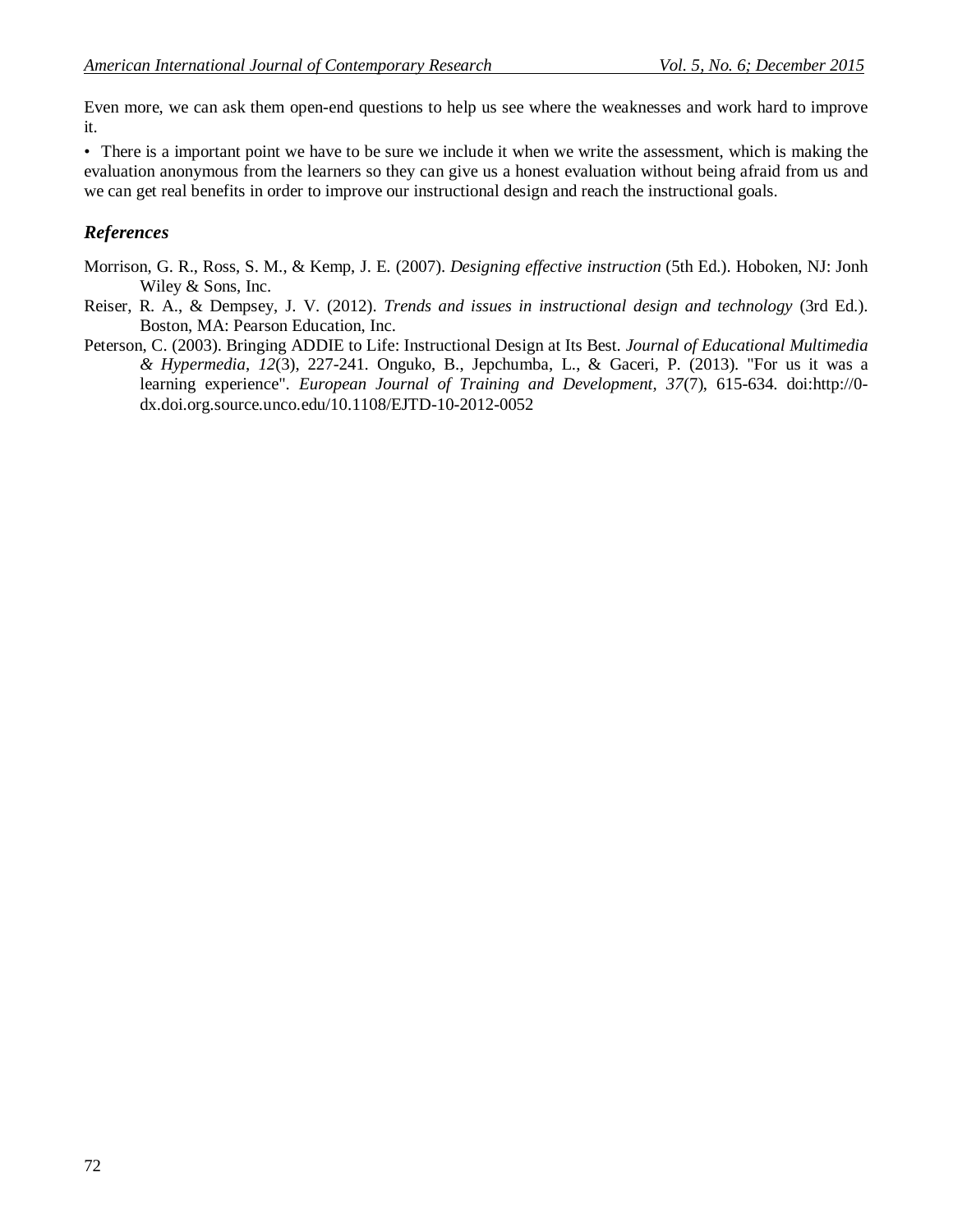Even more, we can ask them open-end questions to help us see where the weaknesses and work hard to improve it.

• There is a important point we have to be sure we include it when we write the assessment, which is making the evaluation anonymous from the learners so they can give us a honest evaluation without being afraid from us and we can get real benefits in order to improve our instructional design and reach the instructional goals.

## *References*

Morrison, G. R., Ross, S. M., & Kemp, J. E. (2007). *Designing effective instruction* (5th Ed.). Hoboken, NJ: Jonh Wiley & Sons, Inc.

Reiser, R. A., & Dempsey, J. V. (2012). *Trends and issues in instructional design and technology* (3rd Ed.). Boston, MA: Pearson Education, Inc.

Peterson, C. (2003). Bringing ADDIE to Life: Instructional Design at Its Best. *Journal of Educational Multimedia & Hypermedia*, *12*(3), 227-241. Onguko, B., Jepchumba, L., & Gaceri, P. (2013). "For us it was a learning experience". *European Journal of Training and Development*, *37*(7), 615-634. doi:http://0-dx.doi.org.source.unco.edu/10.1108/EJTD-10-2012-0052